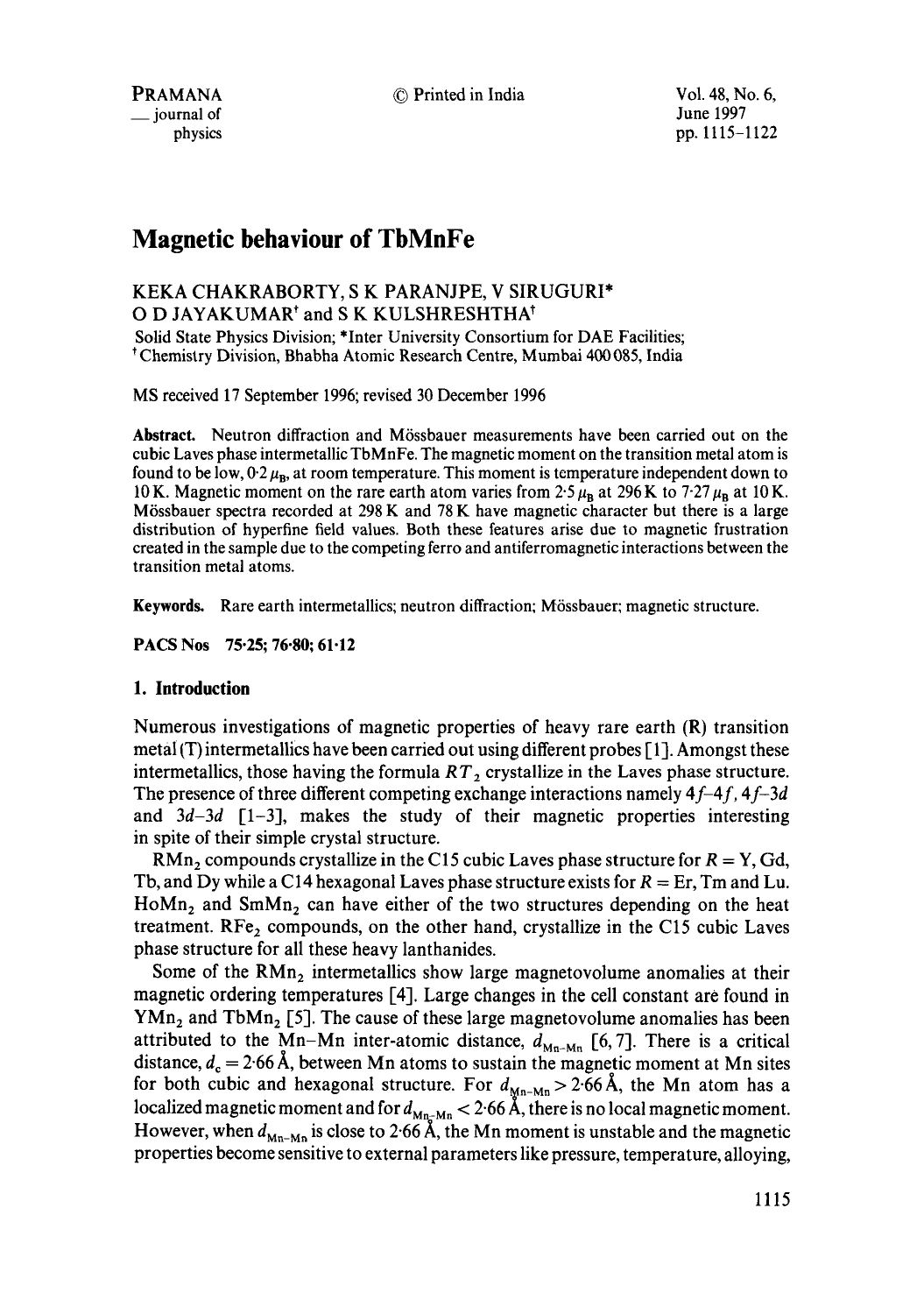# Magnetic behaviour of TbMnFe

KEKA CHAKRABORTY, S K PARANJPE, V SIRUGURI*
O D JAYAKUMAR[†] and S K KULSHRESHTHA[†]

Solid State Physics Division; *Inter University Consortium for DAE Facilities; [†]Chemistry Division, Bhabha Atomic Research Centre, Mumbai 400 085, India

MS received 17 September 1996; revised 30 December 1996

**Abstract.** Neutron diffraction and Mössbauer measurements have been carried out on the cubic Laves phase intermetallic TbMnFe. The magnetic moment on the transition metal atom is found to be low, $0{\cdot}2\,\mu_B$, at room temperature. This moment is temperature independent down to 10 K. Magnetic moment on the rare earth atom varies from $2{\cdot}5\,\mu_B$ at 296 K to $7{\cdot}27\,\mu_B$ at 10 K. Mössbauer spectra recorded at 298 K and 78 K have magnetic character but there is a large distribution of hyperfine field values. Both these features arise due to magnetic frustration created in the sample due to the competing ferro and antiferromagnetic interactions between the transition metal atoms.

**Keywords.** Rare earth intermetallics; neutron diffraction; Mössbauer; magnetic structure.

**PACS Nos** 75·25; 76·80; 61·12

## 1. Introduction

Numerous investigations of magnetic properties of heavy rare earth (R) transition metal (T) intermetallics have been carried out using different probes [1]. Amongst these intermetallics, those having the formula $RT_2$ crystallize in the Laves phase structure. The presence of three different competing exchange interactions namely $4f$–$4f$, $4f$–$3d$ and $3d$–$3d$ [1–3], makes the study of their magnetic properties interesting in spite of their simple crystal structure.

$RMn_2$ compounds crystallize in the C15 cubic Laves phase structure for $R$ = Y, Gd, Tb, and Dy while a C14 hexagonal Laves phase structure exists for $R$ = Er, Tm and Lu. $HoMn_2$ and $SmMn_2$ can have either of the two structures depending on the heat treatment. $RFe_2$ compounds, on the other hand, crystallize in the C15 cubic Laves phase structure for all these heavy lanthanides.

Some of the $RMn_2$ intermetallics show large magnetovolume anomalies at their magnetic ordering temperatures [4]. Large changes in the cell constant are found in $YMn_2$ and $TbMn_2$ [5]. The cause of these large magnetovolume anomalies has been attributed to the Mn–Mn inter-atomic distance, $d_{\text{Mn-Mn}}$ [6, 7]. There is a critical distance, $d_c = 2{\cdot}66$ Å, between Mn atoms to sustain the magnetic moment at Mn sites for both cubic and hexagonal structure. For $d_{\text{Mn-Mn}} > 2{\cdot}66$ Å, the Mn atom has a localized magnetic moment and for $d_{\text{Mn-Mn}} < 2{\cdot}66$ Å, there is no local magnetic moment. However, when $d_{\text{Mn-Mn}}$ is close to 2·66 Å, the Mn moment is unstable and the magnetic properties become sensitive to external parameters like pressure, temperature, alloying,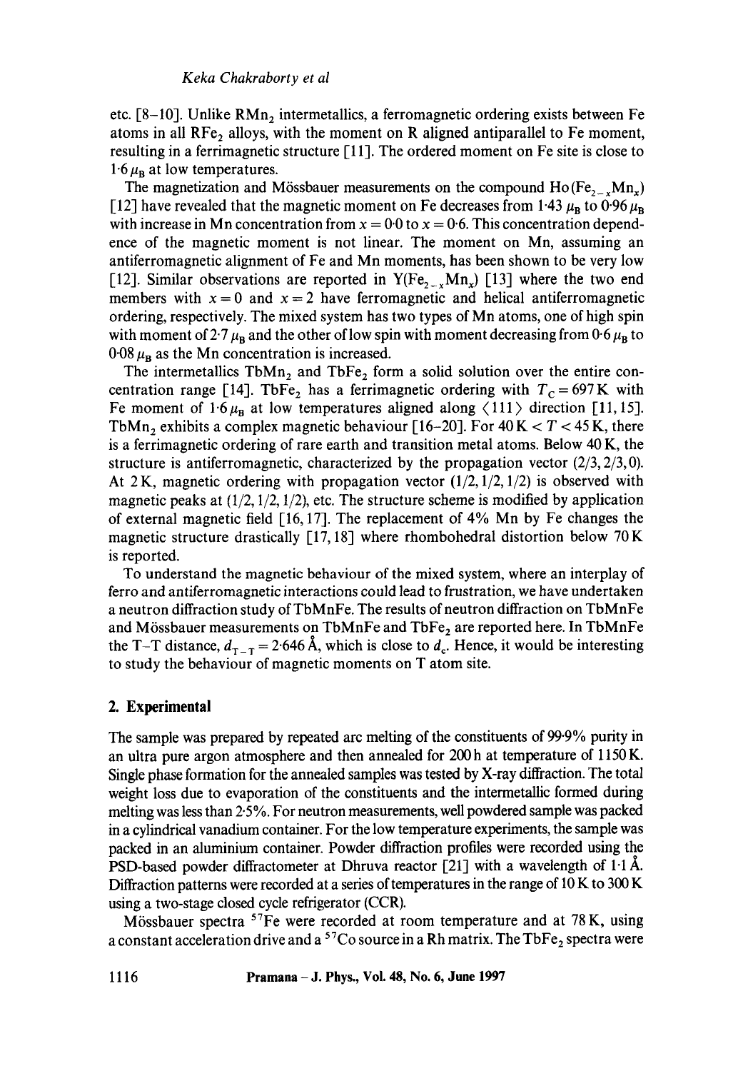etc. [8–10]. Unlike $RMn_2$ intermetallics, a ferromagnetic ordering exists between Fe atoms in all $RFe_2$ alloys, with the moment on R aligned antiparallel to Fe moment, resulting in a ferrimagnetic structure [11]. The ordered moment on Fe site is close to $1{\cdot}6\,\mu_B$ at low temperatures.

The magnetization and Mössbauer measurements on the compound $Ho(Fe_{2-x}Mn_x)$ [12] have revealed that the magnetic moment on Fe decreases from $1{\cdot}43\,\mu_B$ to $0{\cdot}96\,\mu_B$ with increase in Mn concentration from $x = 0{\cdot}0$ to $x = 0{\cdot}6$. This concentration dependence of the magnetic moment is not linear. The moment on Mn, assuming an antiferromagnetic alignment of Fe and Mn moments, has been shown to be very low [12]. Similar observations are reported in $Y(Fe_{2-x}Mn_x)$ [13] where the two end members with $x = 0$ and $x = 2$ have ferromagnetic and helical antiferromagnetic ordering, respectively. The mixed system has two types of Mn atoms, one of high spin with moment of $2{\cdot}7\,\mu_B$ and the other of low spin with moment decreasing from $0{\cdot}6\,\mu_B$ to $0{\cdot}08\,\mu_B$ as the Mn concentration is increased.

The intermetallics $TbMn_2$ and $TbFe_2$ form a solid solution over the entire concentration range [14]. $TbFe_2$ has a ferrimagnetic ordering with $T_C = 697$ K with Fe moment of $1{\cdot}6\,\mu_B$ at low temperatures aligned along $\langle 111 \rangle$ direction [11, 15]. $TbMn_2$ exhibits a complex magnetic behaviour [16–20]. For $40\,\text{K} < T < 45\,\text{K}$, there is a ferrimagnetic ordering of rare earth and transition metal atoms. Below 40 K, the structure is antiferromagnetic, characterized by the propagation vector $(2/3, 2/3, 0)$. At 2 K, magnetic ordering with propagation vector $(1/2, 1/2, 1/2)$ is observed with magnetic peaks at $(1/2, 1/2, 1/2)$, etc. The structure scheme is modified by application of external magnetic field [16, 17]. The replacement of 4% Mn by Fe changes the magnetic structure drastically [17, 18] where rhombohedral distortion below 70 K is reported.

To understand the magnetic behaviour of the mixed system, where an interplay of ferro and antiferromagnetic interactions could lead to frustration, we have undertaken a neutron diffraction study of TbMnFe. The results of neutron diffraction on TbMnFe and Mössbauer measurements on TbMnFe and $TbFe_2$ are reported here. In TbMnFe the T–T distance, $d_{T-T} = 2{\cdot}646$ Å, which is close to $d_c$. Hence, it would be interesting to study the behaviour of magnetic moments on T atom site.

## 2. Experimental

The sample was prepared by repeated arc melting of the constituents of 99·9% purity in an ultra pure argon atmosphere and then annealed for 200 h at temperature of 1150 K. Single phase formation for the annealed samples was tested by X-ray diffraction. The total weight loss due to evaporation of the constituents and the intermetallic formed during melting was less than 2·5%. For neutron measurements, well powdered sample was packed in a cylindrical vanadium container. For the low temperature experiments, the sample was packed in an aluminium container. Powder diffraction profiles were recorded using the PSD-based powder diffractometer at Dhruva reactor [21] with a wavelength of 1·1 Å. Diffraction patterns were recorded at a series of temperatures in the range of 10 K to 300 K using a two-stage closed cycle refrigerator (CCR).

Mössbauer spectra $^{57}Fe$ were recorded at room temperature and at 78 K, using a constant acceleration drive and a $^{57}Co$ source in a Rh matrix. The $TbFe_2$ spectra were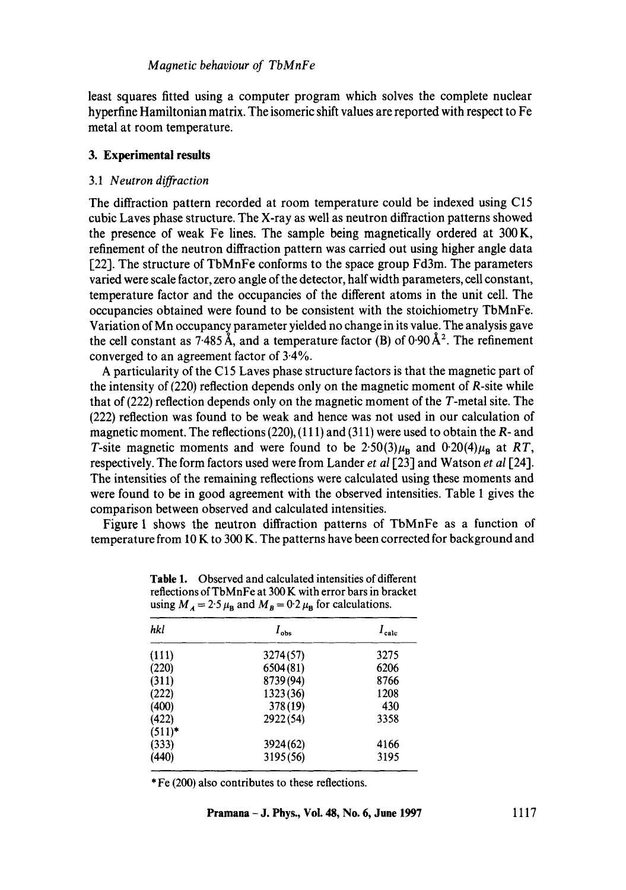least squares fitted using a computer program which solves the complete nuclear hyperfine Hamiltonian matrix. The isomeric shift values are reported with respect to Fe metal at room temperature.

## 3. Experimental results

### 3.1 *Neutron diffraction*

The diffraction pattern recorded at room temperature could be indexed using C15 cubic Laves phase structure. The X-ray as well as neutron diffraction patterns showed the presence of weak Fe lines. The sample being magnetically ordered at 300 K, refinement of the neutron diffraction pattern was carried out using higher angle data [22]. The structure of TbMnFe conforms to the space group Fd3m. The parameters varied were scale factor, zero angle of the detector, half width parameters, cell constant, temperature factor and the occupancies of the different atoms in the unit cell. The occupancies obtained were found to be consistent with the stoichiometry TbMnFe. Variation of Mn occupancy parameter yielded no change in its value. The analysis gave the cell constant as 7·485 Å, and a temperature factor (B) of 0·90 $Å^2$. The refinement converged to an agreement factor of 3·4%.

A particularity of the C15 Laves phase structure factors is that the magnetic part of the intensity of (220) reflection depends only on the magnetic moment of *R*-site while that of (222) reflection depends only on the magnetic moment of the *T*-metal site. The (222) reflection was found to be weak and hence was not used in our calculation of magnetic moment. The reflections (220), (111) and (311) were used to obtain the *R*- and *T*-site magnetic moments and were found to be 2·50(3)$\mu_B$ and 0·20(4)$\mu_B$ at *RT*, respectively. The form factors used were from Lander *et al* [23] and Watson *et al* [24]. The intensities of the remaining reflections were calculated using these moments and were found to be in good agreement with the observed intensities. Table 1 gives the comparison between observed and calculated intensities.

Figure 1 shows the neutron diffraction patterns of TbMnFe as a function of temperature from 10 K to 300 K. The patterns have been corrected for background and

**Table 1.** Observed and calculated intensities of different reflections of TbMnFe at 300 K with error bars in bracket using $M_A = 2{\cdot}5\,\mu_B$ and $M_B = 0{\cdot}2\,\mu_B$ for calculations.

| *hkl* | $I_{obs}$ | $I_{calc}$ |
|---|---|---|
| (111) | 3274(57) | 3275 |
| (220) | 6504(81) | 6206 |
| (311) | 8739(94) | 8766 |
| (222) | 1323(36) | 1208 |
| (400) | 378(19) | 430 |
| (422) | 2922(54) | 3358 |
| (511)* | | |
| (333) | 3924(62) | 4166 |
| (440) | 3195(56) | 3195 |

*Fe (200) also contributes to these reflections.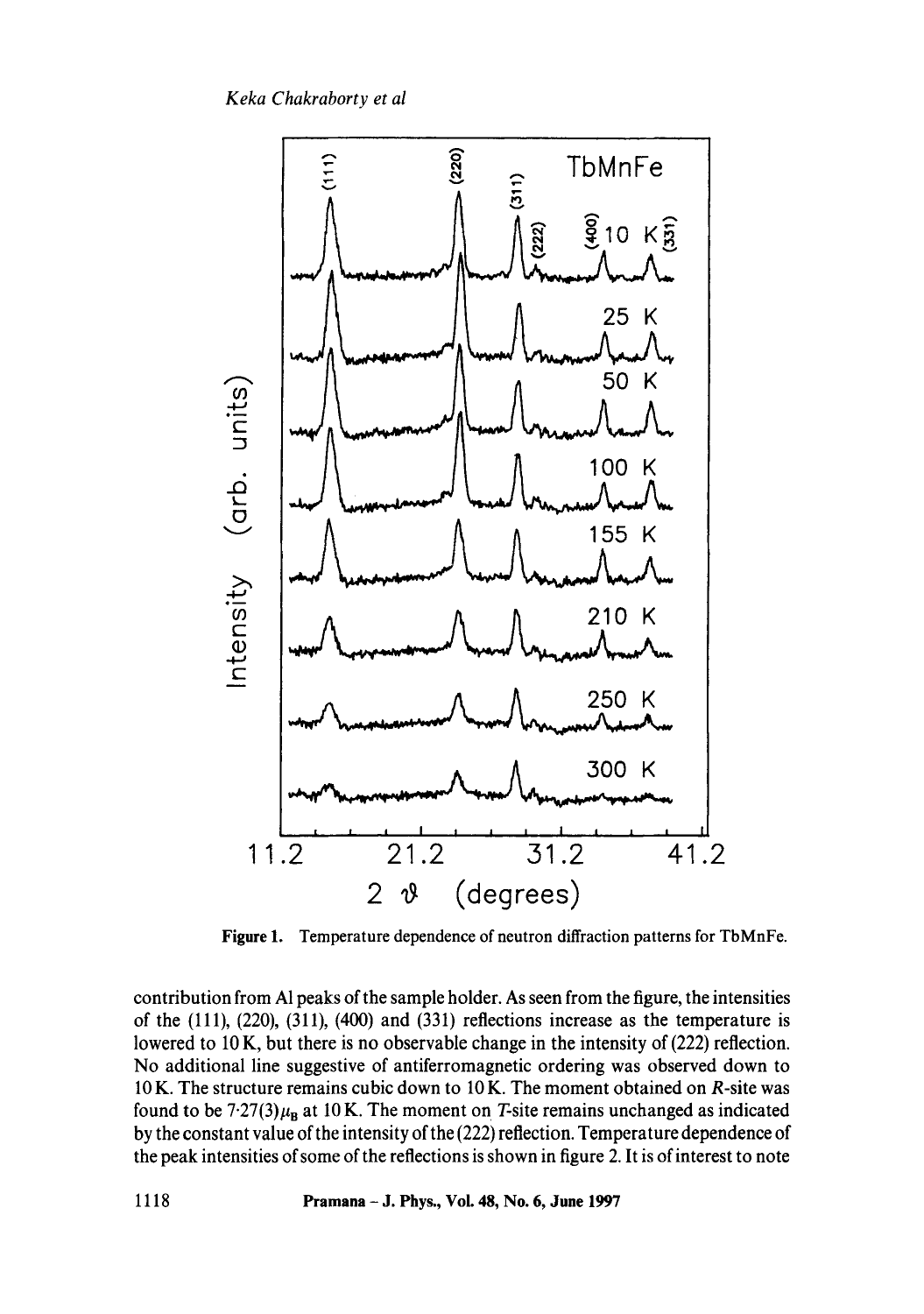Figure 1. Temperature dependence of neutron diffraction patterns for TbMnFe.

contribution from Al peaks of the sample holder. As seen from the figure, the intensities of the (111), (220), (311), (400) and (331) reflections increase as the temperature is lowered to 10 K, but there is no observable change in the intensity of (222) reflection. No additional line suggestive of antiferromagnetic ordering was observed down to 10 K. The structure remains cubic down to 10 K. The moment obtained on $R$-site was found to be $7{\cdot}27(3)\mu_B$ at 10 K. The moment on $T$-site remains unchanged as indicated by the constant value of the intensity of the (222) reflection. Temperature dependence of the peak intensities of some of the reflections is shown in figure 2. It is of interest to note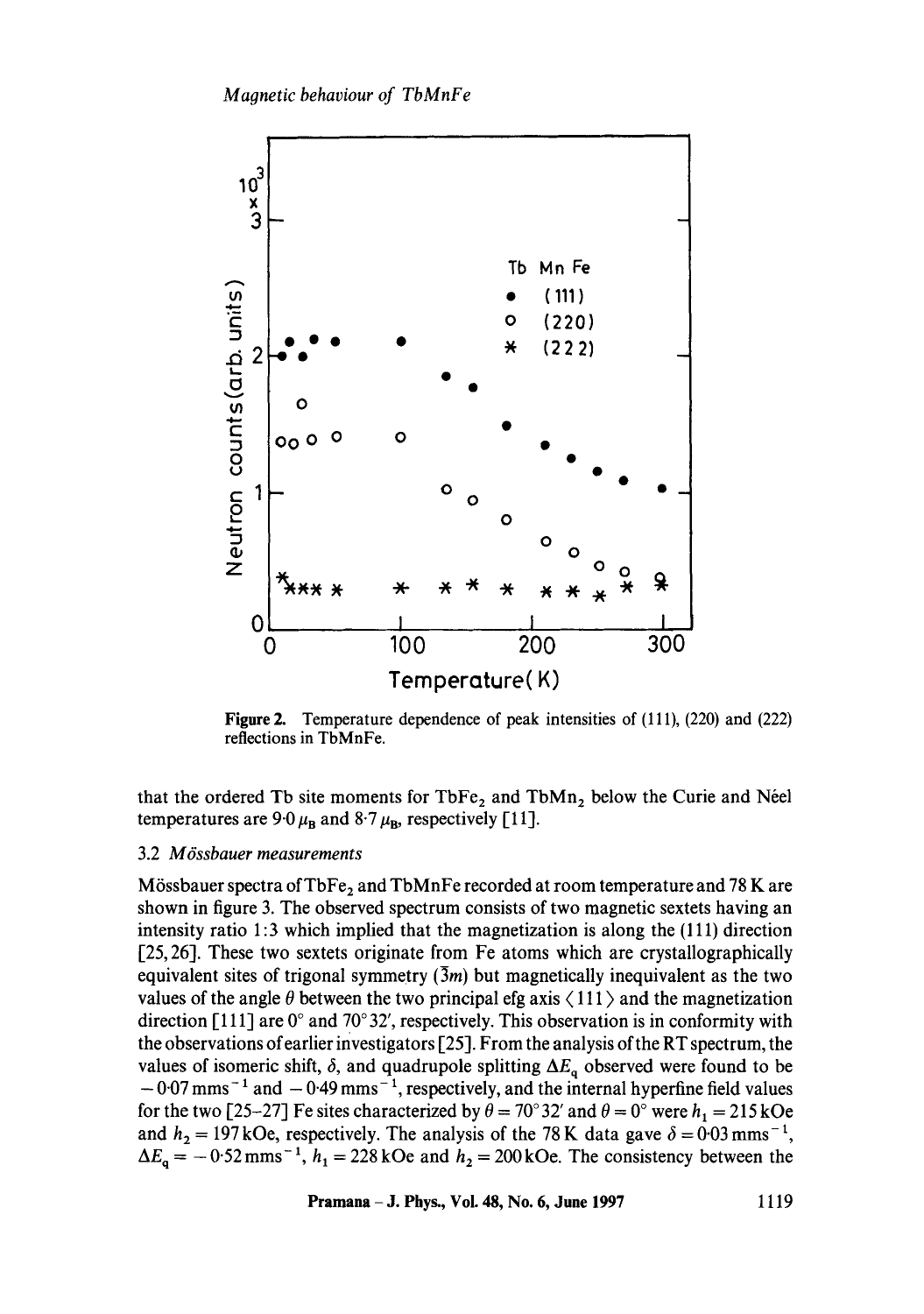**Figure 2.** Temperature dependence of peak intensities of (111), (220) and (222) reflections in TbMnFe.

that the ordered Tb site moments for $TbFe_2$ and $TbMn_2$ below the Curie and Néel temperatures are $9{\cdot}0\,\mu_B$ and $8{\cdot}7\,\mu_B$, respectively [11].

### 3.2 *Mössbauer measurements*

Mössbauer spectra of $TbFe_2$ and TbMnFe recorded at room temperature and 78 K are shown in figure 3. The observed spectrum consists of two magnetic sextets having an intensity ratio 1:3 which implied that the magnetization is along the (111) direction [25, 26]. These two sextets originate from Fe atoms which are crystallographically equivalent sites of trigonal symmetry ($\bar{3}m$) but magnetically inequivalent as the two values of the angle $\theta$ between the two principal efg axis $\langle 111 \rangle$ and the magnetization direction [111] are $0°$ and $70°32'$, respectively. This observation is in conformity with the observations of earlier investigators [25]. From the analysis of the RT spectrum, the values of isomeric shift, $\delta$, and quadrupole splitting $\Delta E_q$ observed were found to be $-0{\cdot}07\,\text{mms}^{-1}$ and $-0{\cdot}49\,\text{mms}^{-1}$, respectively, and the internal hyperfine field values for the two [25–27] Fe sites characterized by $\theta = 70°32'$ and $\theta = 0°$ were $h_1 = 215\,\text{kOe}$ and $h_2 = 197\,\text{kOe}$, respectively. The analysis of the 78 K data gave $\delta = 0{\cdot}03\,\text{mms}^{-1}$, $\Delta E_q = -0{\cdot}52\,\text{mms}^{-1}$, $h_1 = 228\,\text{kOe}$ and $h_2 = 200\,\text{kOe}$. The consistency between the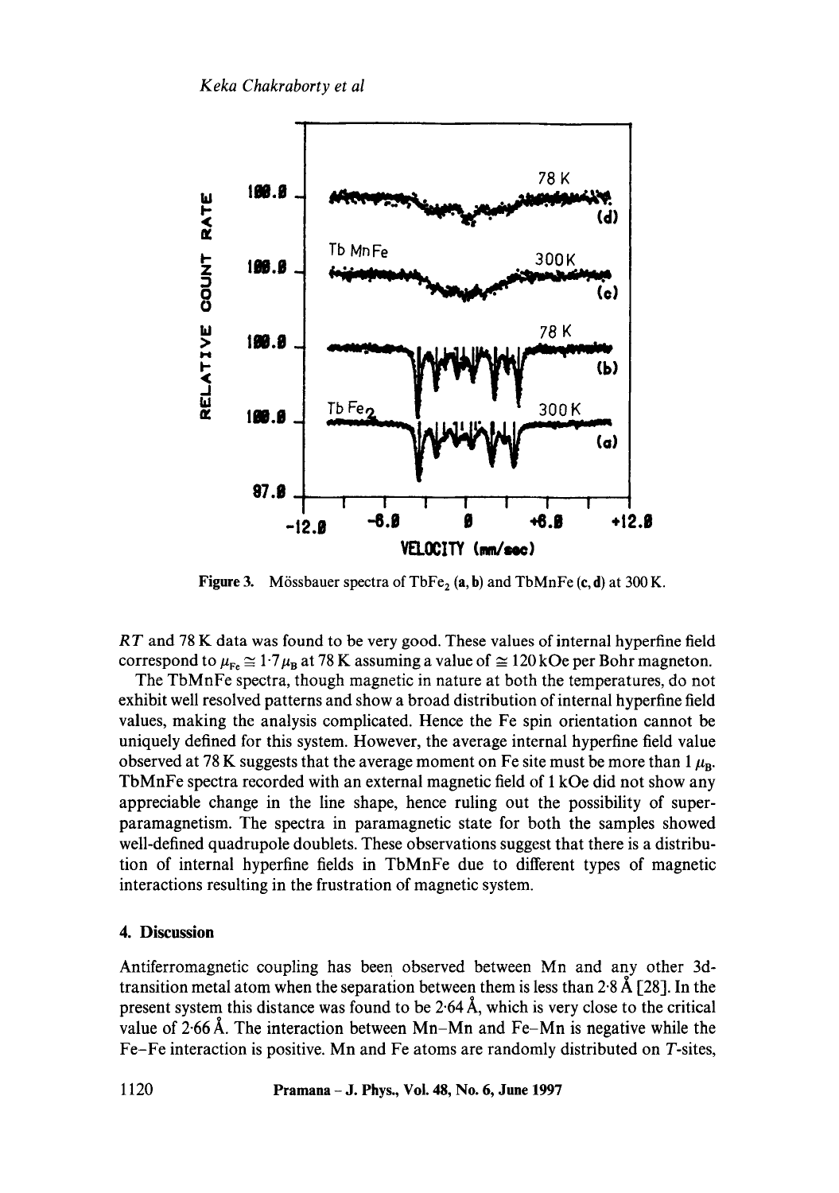Figure 3. Mössbauer spectra of $TbFe_2$ (**a**, **b**) and TbMnFe (**c**, **d**) at 300 K.

*RT* and 78 K data was found to be very good. These values of internal hyperfine field correspond to $\mu_{Fe} \cong 1{\cdot}7\,\mu_B$ at 78 K assuming a value of $\cong 120$ kOe per Bohr magneton.

The TbMnFe spectra, though magnetic in nature at both the temperatures, do not exhibit well resolved patterns and show a broad distribution of internal hyperfine field values, making the analysis complicated. Hence the Fe spin orientation cannot be uniquely defined for this system. However, the average internal hyperfine field value observed at 78 K suggests that the average moment on Fe site must be more than 1 $\mu_B$. TbMnFe spectra recorded with an external magnetic field of 1 kOe did not show any appreciable change in the line shape, hence ruling out the possibility of superparamagnetism. The spectra in paramagnetic state for both the samples showed well-defined quadrupole doublets. These observations suggest that there is a distribution of internal hyperfine fields in TbMnFe due to different types of magnetic interactions resulting in the frustration of magnetic system.

## 4. Discussion

Antiferromagnetic coupling has been observed between Mn and any other 3d-transition metal atom when the separation between them is less than 2·8 Å [28]. In the present system this distance was found to be 2·64 Å, which is very close to the critical value of 2·66 Å. The interaction between Mn–Mn and Fe–Mn is negative while the Fe–Fe interaction is positive. Mn and Fe atoms are randomly distributed on *T*-sites,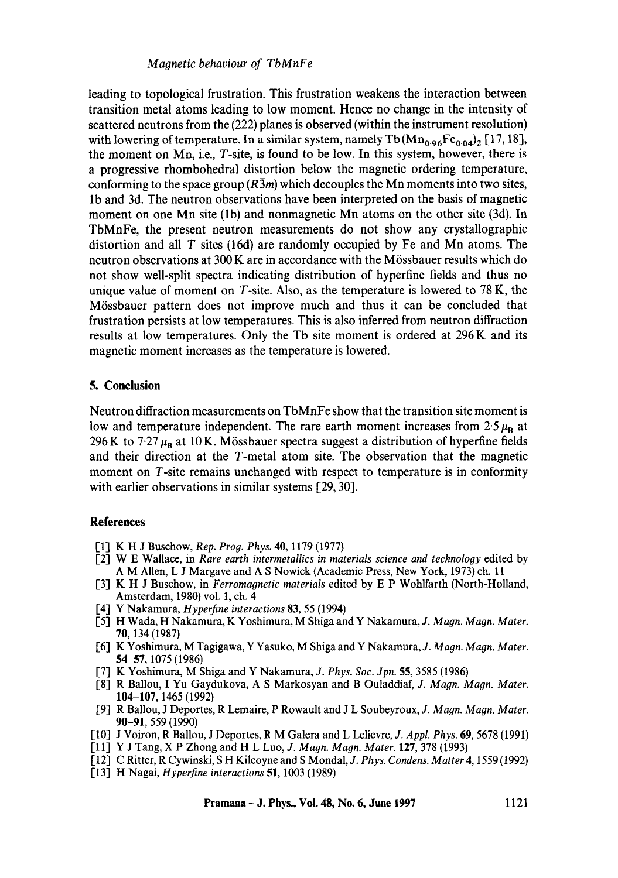leading to topological frustration. This frustration weakens the interaction between transition metal atoms leading to low moment. Hence no change in the intensity of scattered neutrons from the (222) planes is observed (within the instrument resolution) with lowering of temperature. In a similar system, namely $Tb(Mn_{0.96}Fe_{0.04})_2$ [17, 18], the moment on Mn, i.e., $T$-site, is found to be low. In this system, however, there is a progressive rhombohedral distortion below the magnetic ordering temperature, conforming to the space group ($R\bar{3}m$) which decouples the Mn moments into two sites, 1b and 3d. The neutron observations have been interpreted on the basis of magnetic moment on one Mn site (1b) and nonmagnetic Mn atoms on the other site (3d). In TbMnFe, the present neutron measurements do not show any crystallographic distortion and all $T$ sites (16d) are randomly occupied by Fe and Mn atoms. The neutron observations at 300 K are in accordance with the Mössbauer results which do not show well-split spectra indicating distribution of hyperfine fields and thus no unique value of moment on $T$-site. Also, as the temperature is lowered to 78 K, the Mössbauer pattern does not improve much and thus it can be concluded that frustration persists at low temperatures. This is also inferred from neutron diffraction results at low temperatures. Only the Tb site moment is ordered at 296 K and its magnetic moment increases as the temperature is lowered.

## 5. Conclusion

Neutron diffraction measurements on TbMnFe show that the transition site moment is low and temperature independent. The rare earth moment increases from $2.5\,\mu_B$ at 296 K to $7.27\,\mu_B$ at 10 K. Mössbauer spectra suggest a distribution of hyperfine fields and their direction at the $T$-metal atom site. The observation that the magnetic moment on $T$-site remains unchanged with respect to temperature is in conformity with earlier observations in similar systems [29, 30].

## References

[1] K H J Buschow, *Rep. Prog. Phys.* **40**, 1179 (1977)

[2] W E Wallace, in *Rare earth intermetallics in materials science and technology* edited by A M Allen, L J Margave and A S Nowick (Academic Press, New York, 1973) ch. 11

[3] K H J Buschow, in *Ferromagnetic materials* edited by E P Wohlfarth (North-Holland, Amsterdam, 1980) vol. 1, ch. 4

[4] Y Nakamura, *Hyperfine interactions* **83**, 55 (1994)

[5] H Wada, H Nakamura, K Yoshimura, M Shiga and Y Nakamura, *J. Magn. Magn. Mater.* **70**, 134 (1987)

[6] K Yoshimura, M Tagigawa, Y Yasuko, M Shiga and Y Nakamura, *J. Magn. Magn. Mater.* **54–57**, 1075 (1986)

[7] K Yoshimura, M Shiga and Y Nakamura, *J. Phys. Soc. Jpn.* **55**, 3585 (1986)

[8] R Ballou, I Yu Gaydukova, A S Markosyan and B Ouladdiaf, *J. Magn. Magn. Mater.* **104–107**, 1465 (1992)

[9] R Ballou, J Deportes, R Lemaire, P Rowault and J L Soubeyroux, *J. Magn. Magn. Mater.* **90–91**, 559 (1990)

[10] J Voiron, R Ballou, J Deportes, R M Galera and L Lelievre, *J. Appl. Phys.* **69**, 5678 (1991)

[11] Y J Tang, X P Zhong and H L Luo, *J. Magn. Magn. Mater.* **127**, 378 (1993)

[12] C Ritter, R Cywinski, S H Kilcoyne and S Mondal, *J. Phys. Condens. Matter* **4**, 1559 (1992)

[13] H Nagai, *Hyperfine interactions* **51**, 1003 (1989)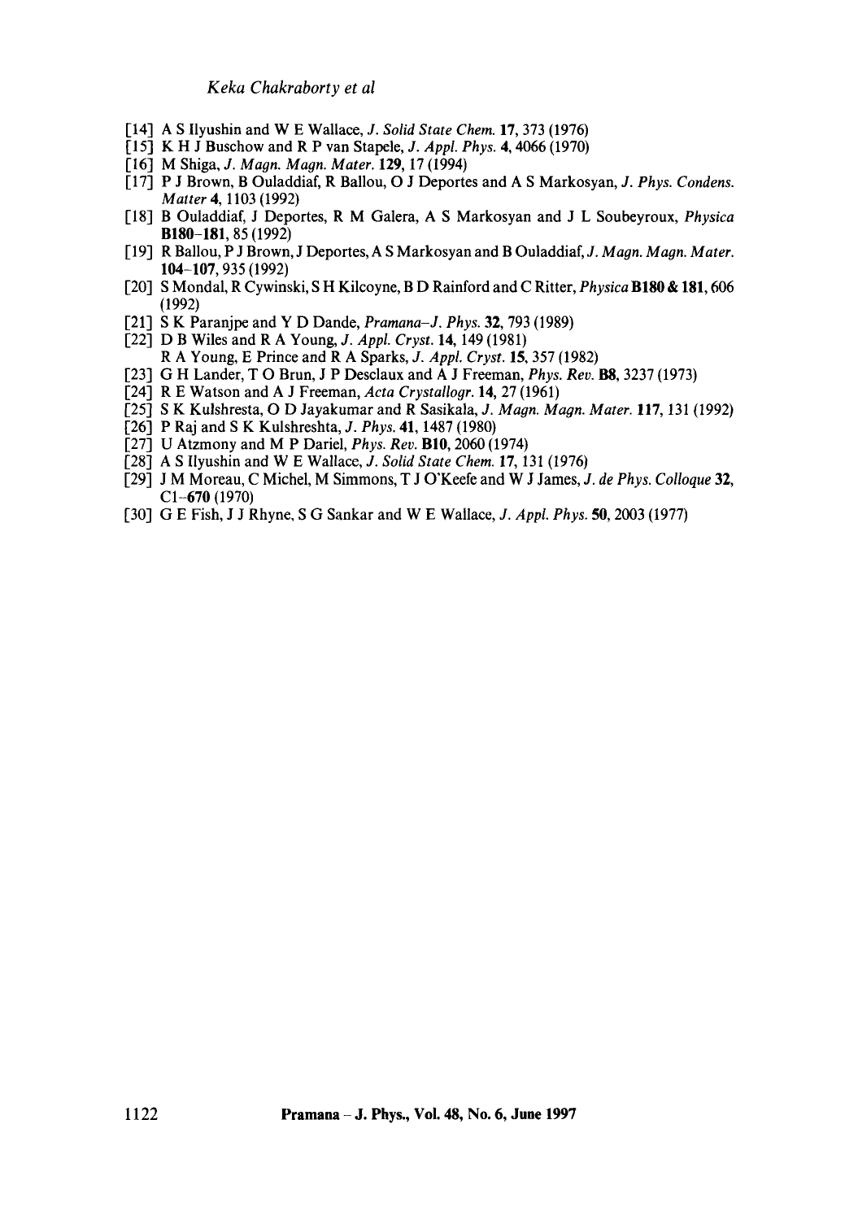[14] A S Ilyushin and W E Wallace, *J. Solid State Chem.* **17**, 373 (1976)

[15] K H J Buschow and R P van Stapele, *J. Appl. Phys.* **4**, 4066 (1970)

[16] M Shiga, *J. Magn. Magn. Mater.* **129**, 17 (1994)

[17] P J Brown, B Ouladdiaf, R Ballou, O J Deportes and A S Markosyan, *J. Phys. Condens. Matter* **4**, 1103 (1992)

[18] B Ouladdiaf, J Deportes, R M Galera, A S Markosyan and J L Soubeyroux, *Physica* **B180–181**, 85 (1992)

[19] R Ballou, P J Brown, J Deportes, A S Markosyan and B Ouladdiaf, *J. Magn. Magn. Mater.* **104–107**, 935 (1992)

[20] S Mondal, R Cywinski, S H Kilcoyne, B D Rainford and C Ritter, *Physica* **B180 & 181**, 606 (1992)

[21] S K Paranjpe and Y D Dande, *Pramana–J. Phys.* **32**, 793 (1989)

[22] D B Wiles and R A Young, *J. Appl. Cryst.* **14**, 149 (1981)
R A Young, E Prince and R A Sparks, *J. Appl. Cryst.* **15**, 357 (1982)

[23] G H Lander, T O Brun, J P Desclaux and A J Freeman, *Phys. Rev.* **B8**, 3237 (1973)

[24] R E Watson and A J Freeman, *Acta Crystallogr.* **14**, 27 (1961)

[25] S K Kulshresta, O D Jayakumar and R Sasikala, *J. Magn. Magn. Mater.* **117**, 131 (1992)

[26] P Raj and S K Kulshreshta, *J. Phys.* **41**, 1487 (1980)

[27] U Atzmony and M P Dariel, *Phys. Rev.* **B10**, 2060 (1974)

[28] A S Ilyushin and W E Wallace, *J. Solid State Chem.* **17**, 131 (1976)

[29] J M Moreau, C Michel, M Simmons, T J O'Keefe and W J James, *J. de Phys. Colloque* **32**, C1–**670** (1970)

[30] G E Fish, J J Rhyne, S G Sankar and W E Wallace, *J. Appl. Phys.* **50**, 2003 (1977)